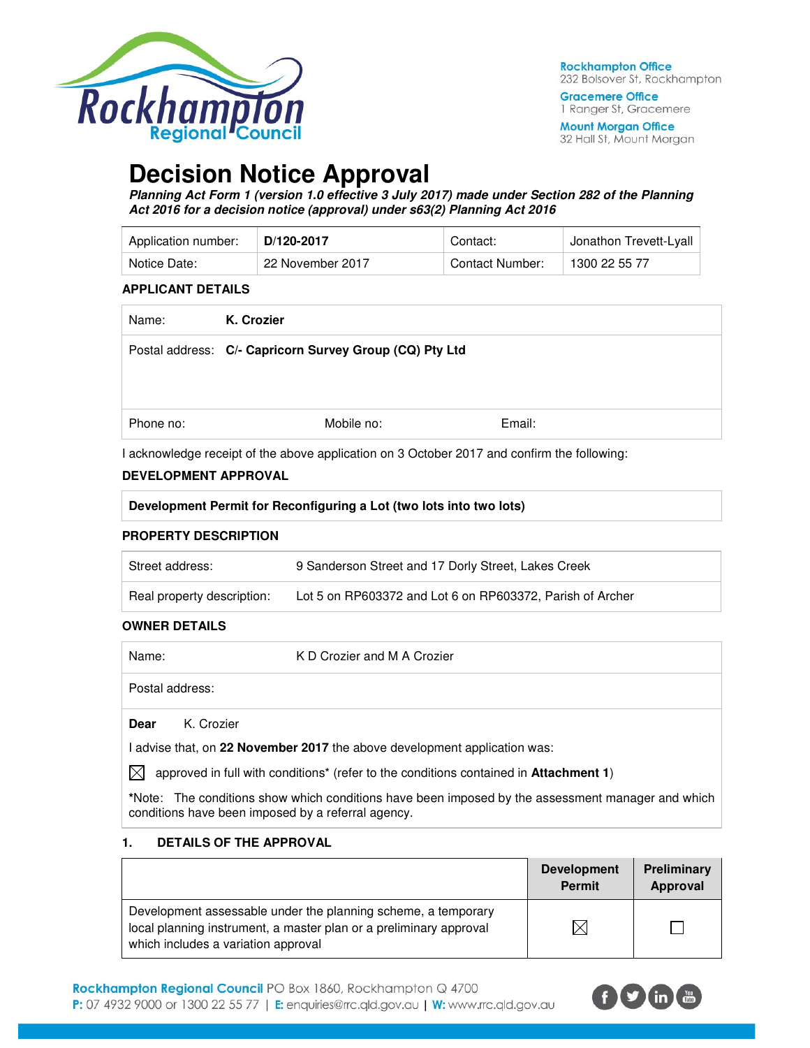Rockhampton Office
232 Bolsover St, Rockhampton

Gracemere Office
1 Ranger St, Gracemere

Mount Morgan Office
32 Hall St, Mount Morgan

# Decision Notice Approval

***Planning Act Form 1 (version 1.0 effective 3 July 2017) made under Section 282 of the Planning Act 2016 for a decision notice (approval) under s63(2) Planning Act 2016***

| Application number: | **D/120-2017** | Contact: | Jonathon Trevett-Lyall |
|---|---|---|---|
| Notice Date: | 22 November 2017 | Contact Number: | 1300 22 55 77 |

**APPLICANT DETAILS**

| | | |
|---|---|---|
| Name: **K. Crozier** | | |
| Postal address: **C/- Capricorn Survey Group (CQ) Pty Ltd** | | |
| Phone no: | Mobile no: | Email: |

I acknowledge receipt of the above application on 3 October 2017 and confirm the following:

**DEVELOPMENT APPROVAL**

| **Development Permit for Reconfiguring a Lot (two lots into two lots)** |
|---|

**PROPERTY DESCRIPTION**

| | |
|---|---|
| Street address: | 9 Sanderson Street and 17 Dorly Street, Lakes Creek |
| Real property description: | Lot 5 on RP603372 and Lot 6 on RP603372, Parish of Archer |

**OWNER DETAILS**

| | |
|---|---|
| Name: | K D Crozier and M A Crozier |
| Postal address: | |

**Dear** K. Crozier

I advise that, on **22 November 2017** the above development application was:

☒ approved in full with conditions* (refer to the conditions contained in **Attachment 1**)

*Note: The conditions show which conditions have been imposed by the assessment manager and which conditions have been imposed by a referral agency.

**1. DETAILS OF THE APPROVAL**

| | Development Permit | Preliminary Approval |
|---|---|---|
| Development assessable under the planning scheme, a temporary local planning instrument, a master plan or a preliminary approval which includes a variation approval | ☒ | ☐ |

**Rockhampton Regional Council** PO Box 1860, Rockhampton Q 4700
**P:** 07 4932 9000 or 1300 22 55 77 | **E:** enquiries@rrc.qld.gov.au | **W:** www.rrc.qld.gov.au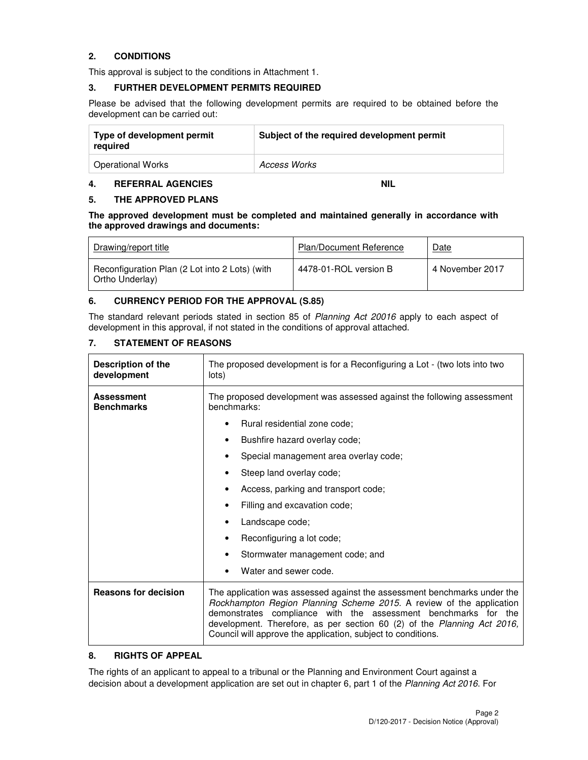## 2. CONDITIONS

This approval is subject to the conditions in Attachment 1.

## 3. FURTHER DEVELOPMENT PERMITS REQUIRED

Please be advised that the following development permits are required to be obtained before the development can be carried out:

| Type of development permit required | Subject of the required development permit |
|---|---|
| Operational Works | *Access Works* |

## 4. REFERRAL AGENCIES NIL

## 5. THE APPROVED PLANS

**The approved development must be completed and maintained generally in accordance with the approved drawings and documents:**

| Drawing/report title | Plan/Document Reference | Date |
|---|---|---|
| Reconfiguration Plan (2 Lot into 2 Lots) (with Ortho Underlay) | 4478-01-ROL version B | 4 November 2017 |

## 6. CURRENCY PERIOD FOR THE APPROVAL (S.85)

The standard relevant periods stated in section 85 of *Planning Act 20016* apply to each aspect of development in this approval, if not stated in the conditions of approval attached.

## 7. STATEMENT OF REASONS

| | |
|---|---|
| **Description of the development** | The proposed development is for a Reconfiguring a Lot - (two lots into two lots) |
| **Assessment Benchmarks** | The proposed development was assessed against the following assessment benchmarks:<br>• Rural residential zone code;<br>• Bushfire hazard overlay code;<br>• Special management area overlay code;<br>• Steep land overlay code;<br>• Access, parking and transport code;<br>• Filling and excavation code;<br>• Landscape code;<br>• Reconfiguring a lot code;<br>• Stormwater management code; and<br>• Water and sewer code. |
| **Reasons for decision** | The application was assessed against the assessment benchmarks under the *Rockhampton Region Planning Scheme 2015.* A review of the application demonstrates compliance with the assessment benchmarks for the development. Therefore, as per section 60 (2) of the *Planning Act 2016,* Council will approve the application, subject to conditions. |

## 8. RIGHTS OF APPEAL

The rights of an applicant to appeal to a tribunal or the Planning and Environment Court against a decision about a development application are set out in chapter 6, part 1 of the *Planning Act 2016*. For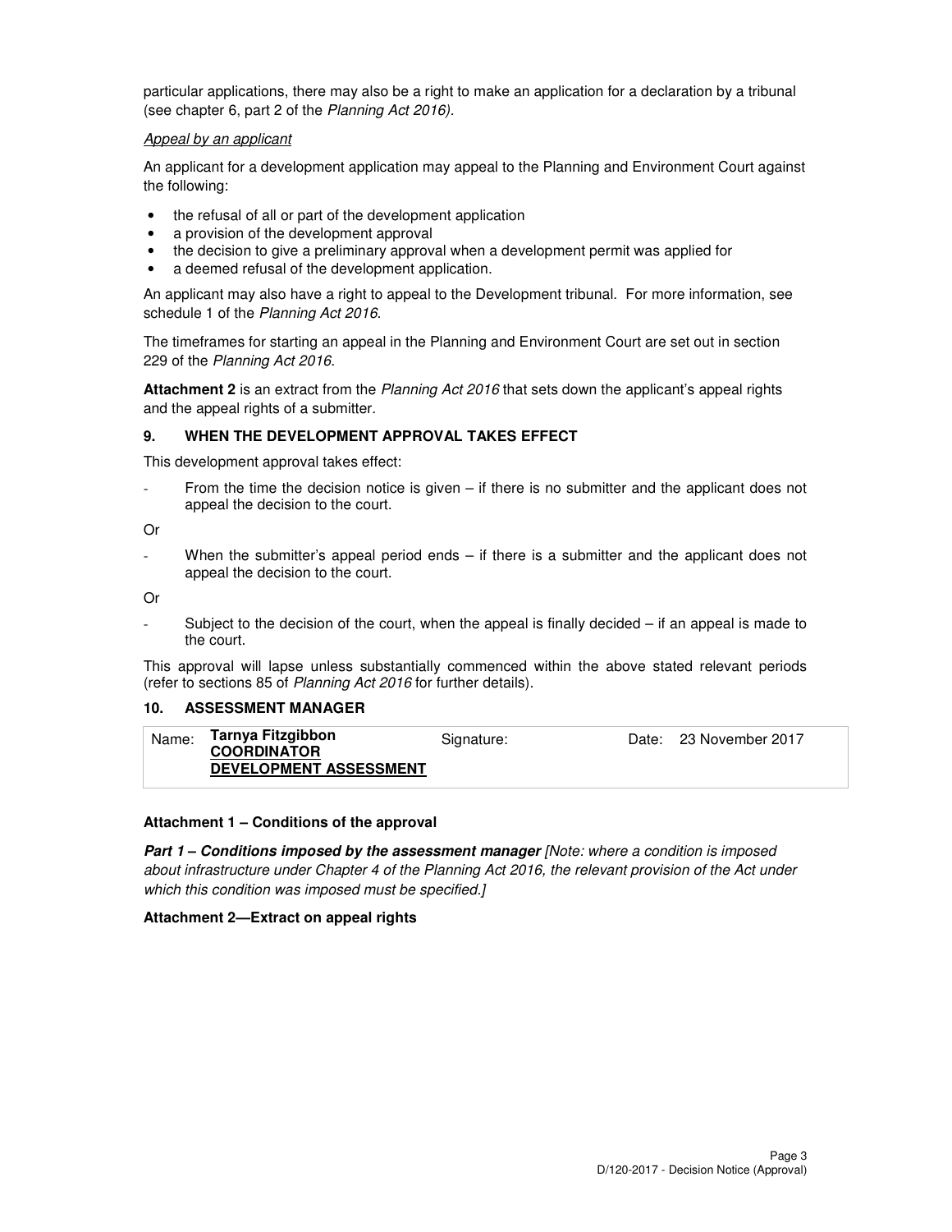particular applications, there may also be a right to make an application for a declaration by a tribunal (see chapter 6, part 2 of the *Planning Act 2016).*

*Appeal by an applicant*

An applicant for a development application may appeal to the Planning and Environment Court against the following:

- the refusal of all or part of the development application
- a provision of the development approval
- the decision to give a preliminary approval when a development permit was applied for
- a deemed refusal of the development application.

An applicant may also have a right to appeal to the Development tribunal. For more information, see schedule 1 of the *Planning Act 2016*.

The timeframes for starting an appeal in the Planning and Environment Court are set out in section 229 of the *Planning Act 2016*.

**Attachment 2** is an extract from the *Planning Act 2016* that sets down the applicant's appeal rights and the appeal rights of a submitter.

### 9. WHEN THE DEVELOPMENT APPROVAL TAKES EFFECT

This development approval takes effect:

- From the time the decision notice is given – if there is no submitter and the applicant does not appeal the decision to the court.

Or

- When the submitter's appeal period ends – if there is a submitter and the applicant does not appeal the decision to the court.

Or

- Subject to the decision of the court, when the appeal is finally decided – if an appeal is made to the court.

This approval will lapse unless substantially commenced within the above stated relevant periods (refer to sections 85 of *Planning Act 2016* for further details).

### 10. ASSESSMENT MANAGER

| Name: | **Tarnya Fitzgibbon** **COORDINATOR** **DEVELOPMENT ASSESSMENT** | Signature: | | Date: | 23 November 2017 |
|---|---|---|---|---|---|

**Attachment 1 – Conditions of the approval**

***Part 1 – Conditions imposed by the assessment manager*** *[Note: where a condition is imposed about infrastructure under Chapter 4 of the Planning Act 2016, the relevant provision of the Act under which this condition was imposed must be specified.]*

**Attachment 2—Extract on appeal rights**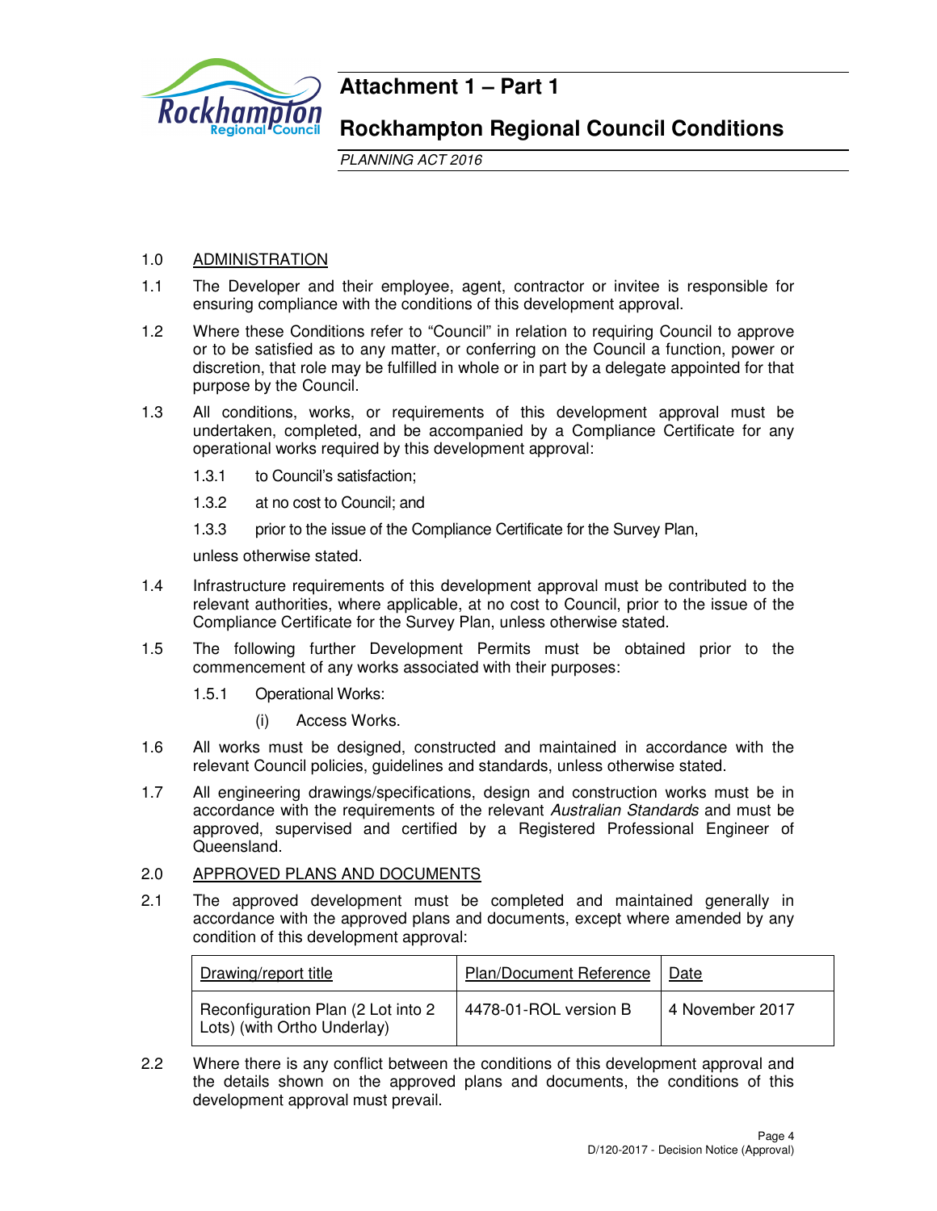# Attachment 1 – Part 1

## Rockhampton Regional Council Conditions

*PLANNING ACT 2016*

1.0 ADMINISTRATION

1.1 The Developer and their employee, agent, contractor or invitee is responsible for ensuring compliance with the conditions of this development approval.

1.2 Where these Conditions refer to "Council" in relation to requiring Council to approve or to be satisfied as to any matter, or conferring on the Council a function, power or discretion, that role may be fulfilled in whole or in part by a delegate appointed for that purpose by the Council.

1.3 All conditions, works, or requirements of this development approval must be undertaken, completed, and be accompanied by a Compliance Certificate for any operational works required by this development approval:

1.3.1 to Council's satisfaction;

1.3.2 at no cost to Council; and

1.3.3 prior to the issue of the Compliance Certificate for the Survey Plan,

unless otherwise stated.

1.4 Infrastructure requirements of this development approval must be contributed to the relevant authorities, where applicable, at no cost to Council, prior to the issue of the Compliance Certificate for the Survey Plan, unless otherwise stated.

1.5 The following further Development Permits must be obtained prior to the commencement of any works associated with their purposes:

1.5.1 Operational Works:

(i) Access Works.

1.6 All works must be designed, constructed and maintained in accordance with the relevant Council policies, guidelines and standards, unless otherwise stated.

1.7 All engineering drawings/specifications, design and construction works must be in accordance with the requirements of the relevant *Australian Standards* and must be approved, supervised and certified by a Registered Professional Engineer of Queensland.

2.0 APPROVED PLANS AND DOCUMENTS

2.1 The approved development must be completed and maintained generally in accordance with the approved plans and documents, except where amended by any condition of this development approval:

| Drawing/report title | Plan/Document Reference | Date |
|---|---|---|
| Reconfiguration Plan (2 Lot into 2 Lots) (with Ortho Underlay) | 4478-01-ROL version B | 4 November 2017 |

2.2 Where there is any conflict between the conditions of this development approval and the details shown on the approved plans and documents, the conditions of this development approval must prevail.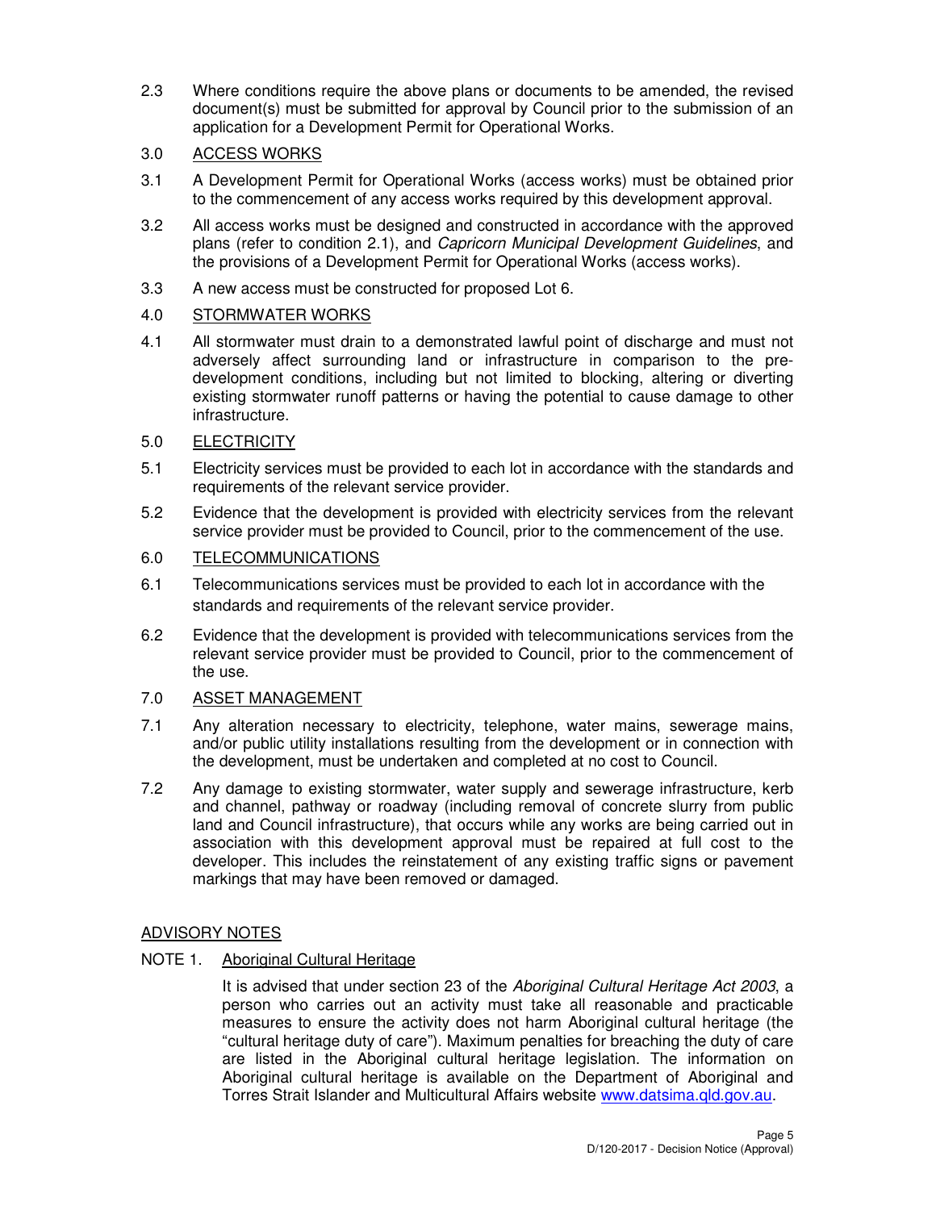2.3 Where conditions require the above plans or documents to be amended, the revised document(s) must be submitted for approval by Council prior to the submission of an application for a Development Permit for Operational Works.

## 3.0 ACCESS WORKS

3.1 A Development Permit for Operational Works (access works) must be obtained prior to the commencement of any access works required by this development approval.

3.2 All access works must be designed and constructed in accordance with the approved plans (refer to condition 2.1), and *Capricorn Municipal Development Guidelines*, and the provisions of a Development Permit for Operational Works (access works).

3.3 A new access must be constructed for proposed Lot 6.

## 4.0 STORMWATER WORKS

4.1 All stormwater must drain to a demonstrated lawful point of discharge and must not adversely affect surrounding land or infrastructure in comparison to the pre-development conditions, including but not limited to blocking, altering or diverting existing stormwater runoff patterns or having the potential to cause damage to other infrastructure.

## 5.0 ELECTRICITY

5.1 Electricity services must be provided to each lot in accordance with the standards and requirements of the relevant service provider.

5.2 Evidence that the development is provided with electricity services from the relevant service provider must be provided to Council, prior to the commencement of the use.

## 6.0 TELECOMMUNICATIONS

6.1 Telecommunications services must be provided to each lot in accordance with the standards and requirements of the relevant service provider.

6.2 Evidence that the development is provided with telecommunications services from the relevant service provider must be provided to Council, prior to the commencement of the use.

## 7.0 ASSET MANAGEMENT

7.1 Any alteration necessary to electricity, telephone, water mains, sewerage mains, and/or public utility installations resulting from the development or in connection with the development, must be undertaken and completed at no cost to Council.

7.2 Any damage to existing stormwater, water supply and sewerage infrastructure, kerb and channel, pathway or roadway (including removal of concrete slurry from public land and Council infrastructure), that occurs while any works are being carried out in association with this development approval must be repaired at full cost to the developer. This includes the reinstatement of any existing traffic signs or pavement markings that may have been removed or damaged.

## ADVISORY NOTES

### NOTE 1. Aboriginal Cultural Heritage

It is advised that under section 23 of the *Aboriginal Cultural Heritage Act 2003*, a person who carries out an activity must take all reasonable and practicable measures to ensure the activity does not harm Aboriginal cultural heritage (the "cultural heritage duty of care"). Maximum penalties for breaching the duty of care are listed in the Aboriginal cultural heritage legislation. The information on Aboriginal cultural heritage is available on the Department of Aboriginal and Torres Strait Islander and Multicultural Affairs website www.datsima.qld.gov.au.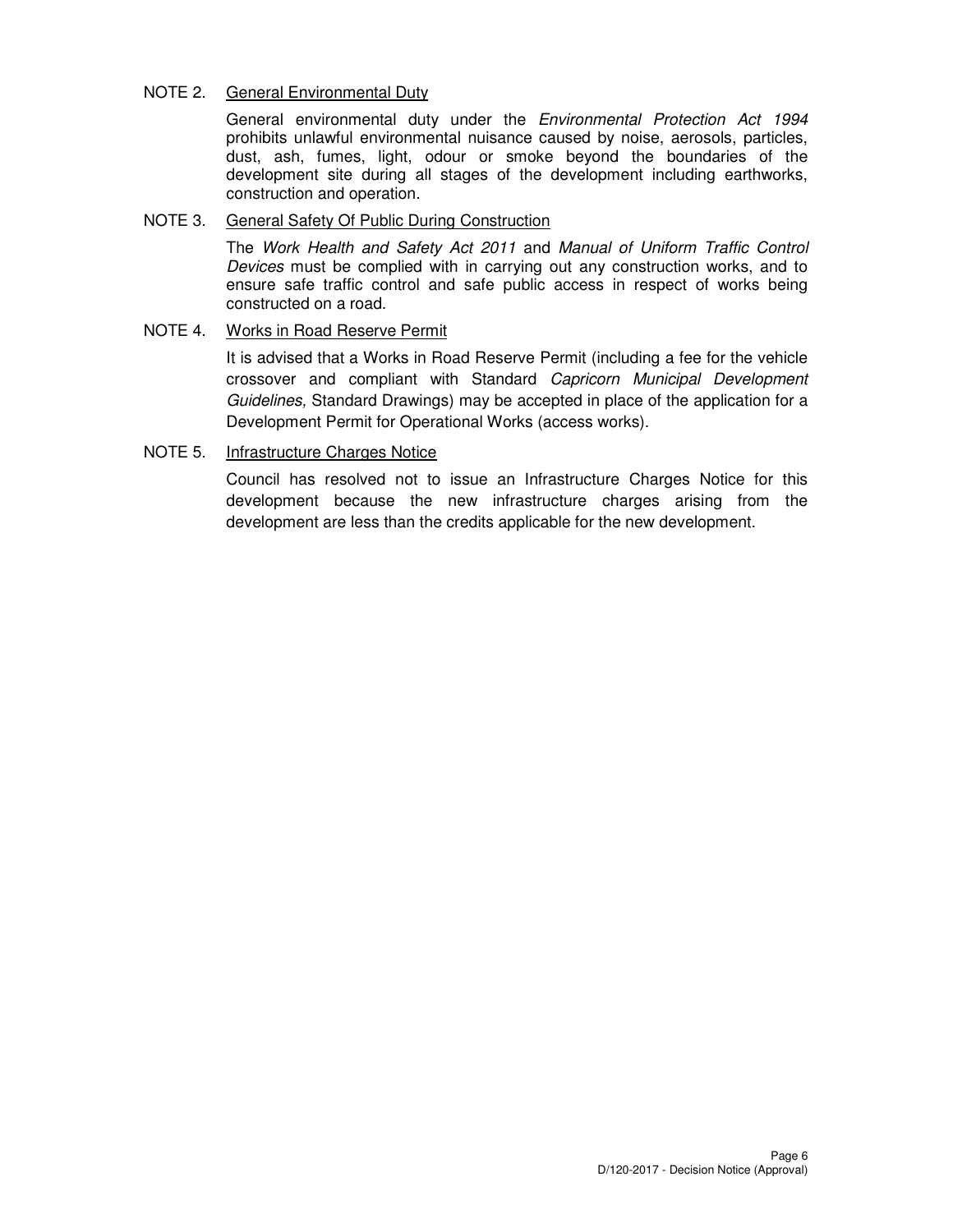NOTE 2. <u>General Environmental Duty</u>

General environmental duty under the *Environmental Protection Act 1994* prohibits unlawful environmental nuisance caused by noise, aerosols, particles, dust, ash, fumes, light, odour or smoke beyond the boundaries of the development site during all stages of the development including earthworks, construction and operation.

NOTE 3. <u>General Safety Of Public During Construction</u>

The *Work Health and Safety Act 2011* and *Manual of Uniform Traffic Control Devices* must be complied with in carrying out any construction works, and to ensure safe traffic control and safe public access in respect of works being constructed on a road.

NOTE 4. <u>Works in Road Reserve Permit</u>

It is advised that a Works in Road Reserve Permit (including a fee for the vehicle crossover and compliant with Standard *Capricorn Municipal Development Guidelines,* Standard Drawings) may be accepted in place of the application for a Development Permit for Operational Works (access works).

NOTE 5. <u>Infrastructure Charges Notice</u>

Council has resolved not to issue an Infrastructure Charges Notice for this development because the new infrastructure charges arising from the development are less than the credits applicable for the new development.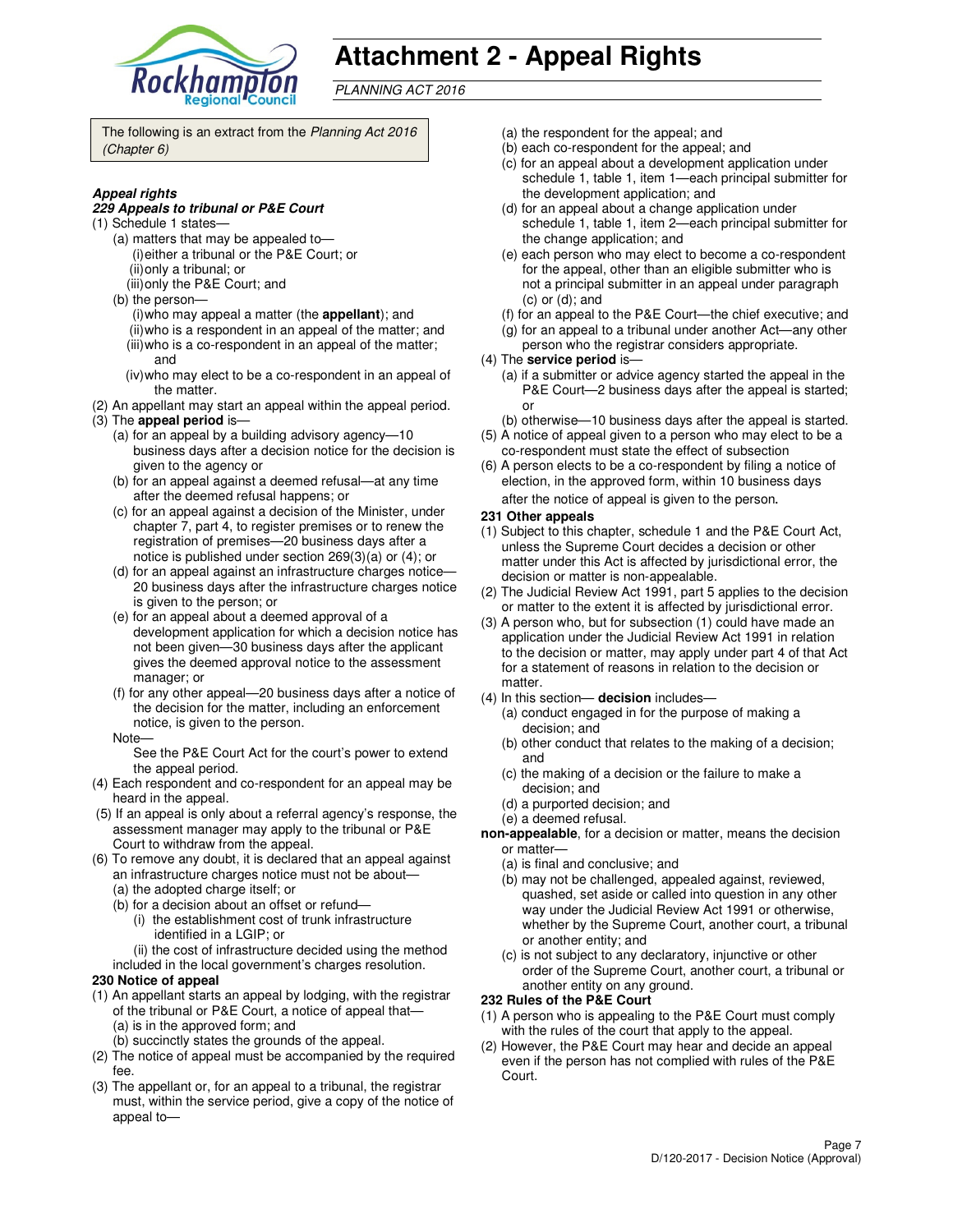# Attachment 2 - Appeal Rights

*PLANNING ACT 2016*

The following is an extract from the *Planning Act 2016 (Chapter 6)*

***Appeal rights***

***229 Appeals to tribunal or P&E Court***

(1) Schedule 1 states—

(a) matters that may be appealed to—

(i) either a tribunal or the P&E Court; or

(ii) only a tribunal; or

(iii) only the P&E Court; and

(b) the person—

(i) who may appeal a matter (the **appellant**); and

(ii) who is a respondent in an appeal of the matter; and

(iii) who is a co-respondent in an appeal of the matter; and

(iv) who may elect to be a co-respondent in an appeal of the matter.

(2) An appellant may start an appeal within the appeal period.

(3) The **appeal period** is—

(a) for an appeal by a building advisory agency—10 business days after a decision notice for the decision is given to the agency or

(b) for an appeal against a deemed refusal—at any time after the deemed refusal happens; or

(c) for an appeal against a decision of the Minister, under chapter 7, part 4, to register premises or to renew the registration of premises—20 business days after a notice is published under section 269(3)(a) or (4); or

(d) for an appeal against an infrastructure charges notice—20 business days after the infrastructure charges notice is given to the person; or

(e) for an appeal about a deemed approval of a development application for which a decision notice has not been given—30 business days after the applicant gives the deemed approval notice to the assessment manager; or

(f) for any other appeal—20 business days after a notice of the decision for the matter, including an enforcement notice, is given to the person.

Note—

See the P&E Court Act for the court's power to extend the appeal period.

(4) Each respondent and co-respondent for an appeal may be heard in the appeal.

(5) If an appeal is only about a referral agency's response, the assessment manager may apply to the tribunal or P&E Court to withdraw from the appeal.

(6) To remove any doubt, it is declared that an appeal against an infrastructure charges notice must not be about—

(a) the adopted charge itself; or

(b) for a decision about an offset or refund—

(i) the establishment cost of trunk infrastructure identified in a LGIP; or

(ii) the cost of infrastructure decided using the method included in the local government's charges resolution.

**230 Notice of appeal**

(1) An appellant starts an appeal by lodging, with the registrar of the tribunal or P&E Court, a notice of appeal that—

(a) is in the approved form; and

(b) succinctly states the grounds of the appeal.

(2) The notice of appeal must be accompanied by the required fee.

(3) The appellant or, for an appeal to a tribunal, the registrar must, within the service period, give a copy of the notice of appeal to—

(a) the respondent for the appeal; and

(b) each co-respondent for the appeal; and

(c) for an appeal about a development application under schedule 1, table 1, item 1—each principal submitter for the development application; and

(d) for an appeal about a change application under schedule 1, table 1, item 2—each principal submitter for the change application; and

(e) each person who may elect to become a co-respondent for the appeal, other than an eligible submitter who is not a principal submitter in an appeal under paragraph (c) or (d); and

(f) for an appeal to the P&E Court—the chief executive; and

(g) for an appeal to a tribunal under another Act—any other person who the registrar considers appropriate.

(4) The **service period** is—

(a) if a submitter or advice agency started the appeal in the P&E Court—2 business days after the appeal is started; or

(b) otherwise—10 business days after the appeal is started.

(5) A notice of appeal given to a person who may elect to be a co-respondent must state the effect of subsection

(6) A person elects to be a co-respondent by filing a notice of election, in the approved form, within 10 business days after the notice of appeal is given to the person.

**231 Other appeals**

(1) Subject to this chapter, schedule 1 and the P&E Court Act, unless the Supreme Court decides a decision or other matter under this Act is affected by jurisdictional error, the decision or matter is non-appealable.

(2) The Judicial Review Act 1991, part 5 applies to the decision or matter to the extent it is affected by jurisdictional error.

(3) A person who, but for subsection (1) could have made an application under the Judicial Review Act 1991 in relation to the decision or matter, may apply under part 4 of that Act for a statement of reasons in relation to the decision or matter.

(4) In this section— **decision** includes—

(a) conduct engaged in for the purpose of making a decision; and

(b) other conduct that relates to the making of a decision; and

(c) the making of a decision or the failure to make a decision; and

(d) a purported decision; and

(e) a deemed refusal.

**non-appealable**, for a decision or matter, means the decision or matter—

(a) is final and conclusive; and

(b) may not be challenged, appealed against, reviewed, quashed, set aside or called into question in any other way under the Judicial Review Act 1991 or otherwise, whether by the Supreme Court, another court, a tribunal or another entity; and

(c) is not subject to any declaratory, injunctive or other order of the Supreme Court, another court, a tribunal or another entity on any ground.

**232 Rules of the P&E Court**

(1) A person who is appealing to the P&E Court must comply with the rules of the court that apply to the appeal.

(2) However, the P&E Court may hear and decide an appeal even if the person has not complied with rules of the P&E Court.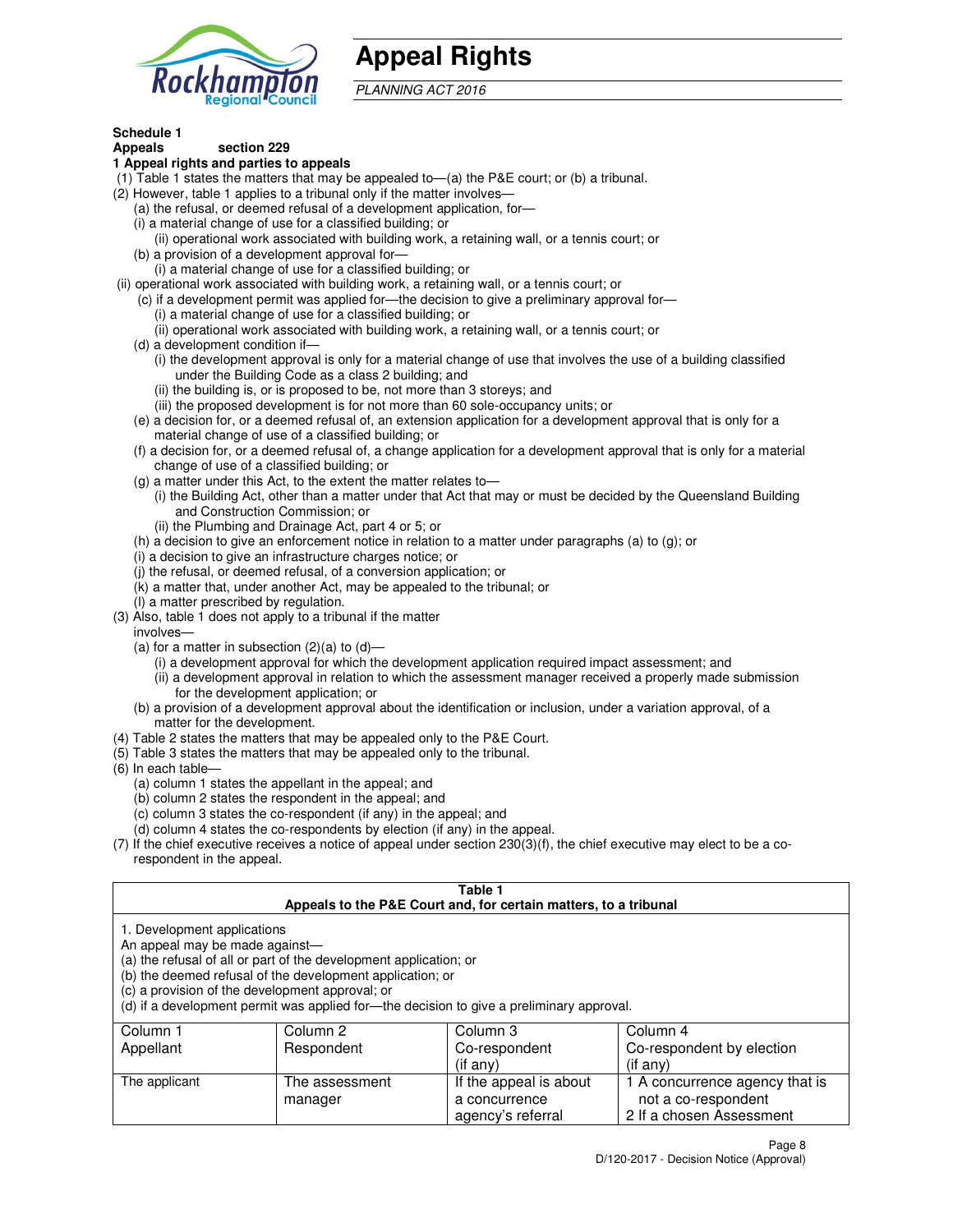# Appeal Rights

*PLANNING ACT 2016*

**Schedule 1**
**Appeals section 229**

**1 Appeal rights and parties to appeals**

(1) Table 1 states the matters that may be appealed to—(a) the P&E court; or (b) a tribunal.

(2) However, table 1 applies to a tribunal only if the matter involves—

(a) the refusal, or deemed refusal of a development application, for—

(i) a material change of use for a classified building; or

(ii) operational work associated with building work, a retaining wall, or a tennis court; or

(b) a provision of a development approval for—

(i) a material change of use for a classified building; or

(ii) operational work associated with building work, a retaining wall, or a tennis court; or

(c) if a development permit was applied for—the decision to give a preliminary approval for—

(i) a material change of use for a classified building; or

(ii) operational work associated with building work, a retaining wall, or a tennis court; or

(d) a development condition if—

(i) the development approval is only for a material change of use that involves the use of a building classified under the Building Code as a class 2 building; and

(ii) the building is, or is proposed to be, not more than 3 storeys; and

(iii) the proposed development is for not more than 60 sole-occupancy units; or

(e) a decision for, or a deemed refusal of, an extension application for a development approval that is only for a material change of use of a classified building; or

(f) a decision for, or a deemed refusal of, a change application for a development approval that is only for a material change of use of a classified building; or

(g) a matter under this Act, to the extent the matter relates to—

(i) the Building Act, other than a matter under that Act that may or must be decided by the Queensland Building and Construction Commission; or

(ii) the Plumbing and Drainage Act, part 4 or 5; or

(h) a decision to give an enforcement notice in relation to a matter under paragraphs (a) to (g); or

(i) a decision to give an infrastructure charges notice; or

(j) the refusal, or deemed refusal, of a conversion application; or

(k) a matter that, under another Act, may be appealed to the tribunal; or

(l) a matter prescribed by regulation.

(3) Also, table 1 does not apply to a tribunal if the matter involves—

(a) for a matter in subsection (2)(a) to (d)—

(i) a development approval for which the development application required impact assessment; and

(ii) a development approval in relation to which the assessment manager received a properly made submission for the development application; or

(b) a provision of a development approval about the identification or inclusion, under a variation approval, of a matter for the development.

(4) Table 2 states the matters that may be appealed only to the P&E Court.

(5) Table 3 states the matters that may be appealed only to the tribunal.

(6) In each table—

(a) column 1 states the appellant in the appeal; and

(b) column 2 states the respondent in the appeal; and

(c) column 3 states the co-respondent (if any) in the appeal; and

(d) column 4 states the co-respondents by election (if any) in the appeal.

(7) If the chief executive receives a notice of appeal under section 230(3)(f), the chief executive may elect to be a co-respondent in the appeal.

**Table 1**
**Appeals to the P&E Court and, for certain matters, to a tribunal**

1. Development applications

An appeal may be made against—

(a) the refusal of all or part of the development application; or

(b) the deemed refusal of the development application; or

(c) a provision of the development approval; or

(d) if a development permit was applied for—the decision to give a preliminary approval.

| Column 1 Appellant | Column 2 Respondent | Column 3 Co-respondent (if any) | Column 4 Co-respondent by election (if any) |
|---|---|---|---|
| The applicant | The assessment manager | If the appeal is about a concurrence agency's referral | 1 A concurrence agency that is not a co-respondent<br>2 If a chosen Assessment |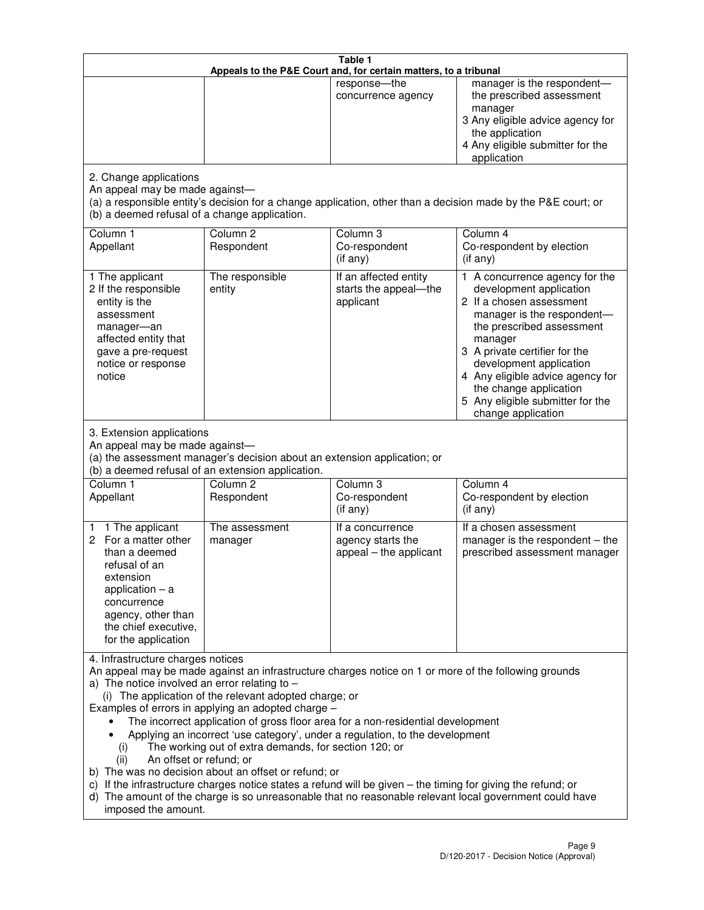**Table 1**
**Appeals to the P&E Court and, for certain matters, to a tribunal**

| | | | |
|---|---|---|---|
| | | response—the concurrence agency | manager is the respondent—the prescribed assessment manager<br>3 Any eligible advice agency for the application<br>4 Any eligible submitter for the application |

2. Change applications
An appeal may be made against—
(a) a responsible entity's decision for a change application, other than a decision made by the P&E court; or
(b) a deemed refusal of a change application.

| Column 1<br>Appellant | Column 2<br>Respondent | Column 3<br>Co-respondent<br>(if any) | Column 4<br>Co-respondent by election<br>(if any) |
|---|---|---|---|
| 1 The applicant<br>2 If the responsible entity is the assessment manager—an affected entity that gave a pre-request notice or response notice | The responsible entity | If an affected entity starts the appeal—the applicant | 1 A concurrence agency for the development application<br>2 If a chosen assessment manager is the respondent—the prescribed assessment manager<br>3 A private certifier for the development application<br>4 Any eligible advice agency for the change application<br>5 Any eligible submitter for the change application |

3. Extension applications
An appeal may be made against—
(a) the assessment manager's decision about an extension application; or
(b) a deemed refusal of an extension application.

| Column 1<br>Appellant | Column 2<br>Respondent | Column 3<br>Co-respondent<br>(if any) | Column 4<br>Co-respondent by election<br>(if any) |
|---|---|---|---|
| 1 1 The applicant<br>2 For a matter other than a deemed refusal of an extension application – a concurrence agency, other than the chief executive, for the application | The assessment manager | If a concurrence agency starts the appeal – the applicant | If a chosen assessment manager is the respondent – the prescribed assessment manager |

4. Infrastructure charges notices
An appeal may be made against an infrastructure charges notice on 1 or more of the following grounds
a) The notice involved an error relating to –
   (i) The application of the relevant adopted charge; or
Examples of errors in applying an adopted charge –
- The incorrect application of gross floor area for a non-residential development
- Applying an incorrect 'use category', under a regulation, to the development
   (i) The working out of extra demands, for section 120; or
   (ii) An offset or refund; or
b) The was no decision about an offset or refund; or
c) If the infrastructure charges notice states a refund will be given – the timing for giving the refund; or
d) The amount of the charge is so unreasonable that no reasonable relevant local government could have imposed the amount.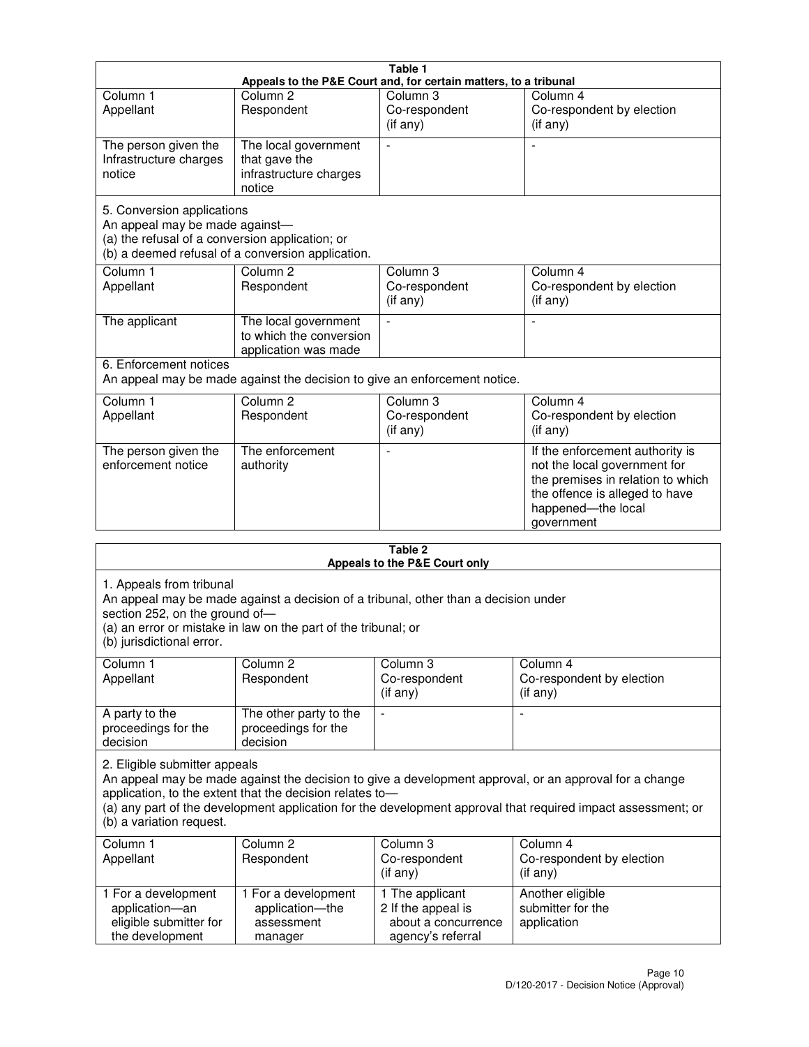**Table 1**
**Appeals to the P&E Court and, for certain matters, to a tribunal**

| Column 1<br>Appellant | Column 2<br>Respondent | Column 3<br>Co-respondent<br>(if any) | Column 4<br>Co-respondent by election<br>(if any) |
|---|---|---|---|
| The person given the Infrastructure charges notice | The local government that gave the infrastructure charges notice | - | - |

5. Conversion applications
An appeal may be made against—
(a) the refusal of a conversion application; or
(b) a deemed refusal of a conversion application.

| Column 1<br>Appellant | Column 2<br>Respondent | Column 3<br>Co-respondent<br>(if any) | Column 4<br>Co-respondent by election<br>(if any) |
|---|---|---|---|
| The applicant | The local government to which the conversion application was made | - | - |

6. Enforcement notices
An appeal may be made against the decision to give an enforcement notice.

| Column 1<br>Appellant | Column 2<br>Respondent | Column 3<br>Co-respondent<br>(if any) | Column 4<br>Co-respondent by election<br>(if any) |
|---|---|---|---|
| The person given the enforcement notice | The enforcement authority | - | If the enforcement authority is not the local government for the premises in relation to which the offence is alleged to have happened—the local government |

**Table 2**
**Appeals to the P&E Court only**

1. Appeals from tribunal
An appeal may be made against a decision of a tribunal, other than a decision under section 252, on the ground of—
(a) an error or mistake in law on the part of the tribunal; or
(b) jurisdictional error.

| Column 1<br>Appellant | Column 2<br>Respondent | Column 3<br>Co-respondent<br>(if any) | Column 4<br>Co-respondent by election<br>(if any) |
|---|---|---|---|
| A party to the proceedings for the decision | The other party to the proceedings for the decision | - | - |

2. Eligible submitter appeals
An appeal may be made against the decision to give a development approval, or an approval for a change application, to the extent that the decision relates to—
(a) any part of the development application for the development approval that required impact assessment; or
(b) a variation request.

| Column 1<br>Appellant | Column 2<br>Respondent | Column 3<br>Co-respondent<br>(if any) | Column 4<br>Co-respondent by election<br>(if any) |
|---|---|---|---|
| 1 For a development application—an eligible submitter for the development | 1 For a development application—the assessment manager | 1 The applicant<br>2 If the appeal is about a concurrence agency's referral | Another eligible submitter for the application |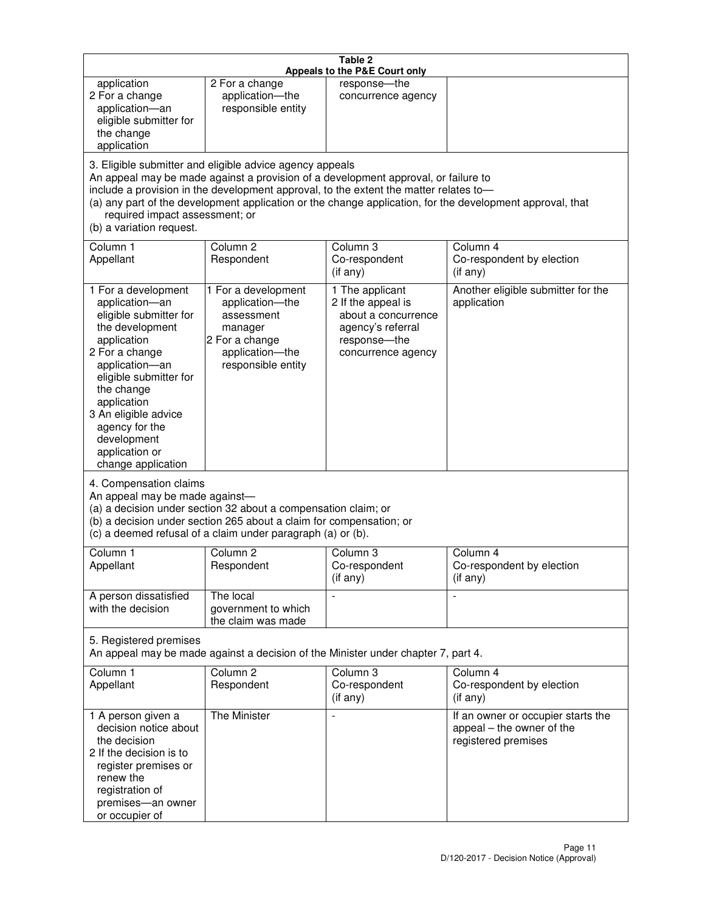**Table 2**
**Appeals to the P&E Court only**

| | | | |
|---|---|---|---|
| application<br>2 For a change application—an eligible submitter for the change application | 2 For a change application—the responsible entity | response—the concurrence agency | |

3. Eligible submitter and eligible advice agency appeals
An appeal may be made against a provision of a development approval, or failure to include a provision in the development approval, to the extent the matter relates to—
(a) any part of the development application or the change application, for the development approval, that required impact assessment; or
(b) a variation request.

| Column 1<br>Appellant | Column 2<br>Respondent | Column 3<br>Co-respondent<br>(if any) | Column 4<br>Co-respondent by election<br>(if any) |
|---|---|---|---|
| 1 For a development application—an eligible submitter for the development application<br>2 For a change application—an eligible submitter for the change application<br>3 An eligible advice agency for the development application or change application | 1 For a development application—the assessment manager<br>2 For a change application—the responsible entity | 1 The applicant<br>2 If the appeal is about a concurrence agency's referral response—the concurrence agency | Another eligible submitter for the application |

4. Compensation claims
An appeal may be made against—
(a) a decision under section 32 about a compensation claim; or
(b) a decision under section 265 about a claim for compensation; or
(c) a deemed refusal of a claim under paragraph (a) or (b).

| Column 1<br>Appellant | Column 2<br>Respondent | Column 3<br>Co-respondent<br>(if any) | Column 4<br>Co-respondent by election<br>(if any) |
|---|---|---|---|
| A person dissatisfied with the decision | The local government to which the claim was made | - | - |

5. Registered premises
An appeal may be made against a decision of the Minister under chapter 7, part 4.

| Column 1<br>Appellant | Column 2<br>Respondent | Column 3<br>Co-respondent<br>(if any) | Column 4<br>Co-respondent by election<br>(if any) |
|---|---|---|---|
| 1 A person given a decision notice about the decision<br>2 If the decision is to register premises or renew the registration of premises—an owner or occupier of | The Minister | - | If an owner or occupier starts the appeal – the owner of the registered premises |

D/120-2017 - Decision Notice (Approval)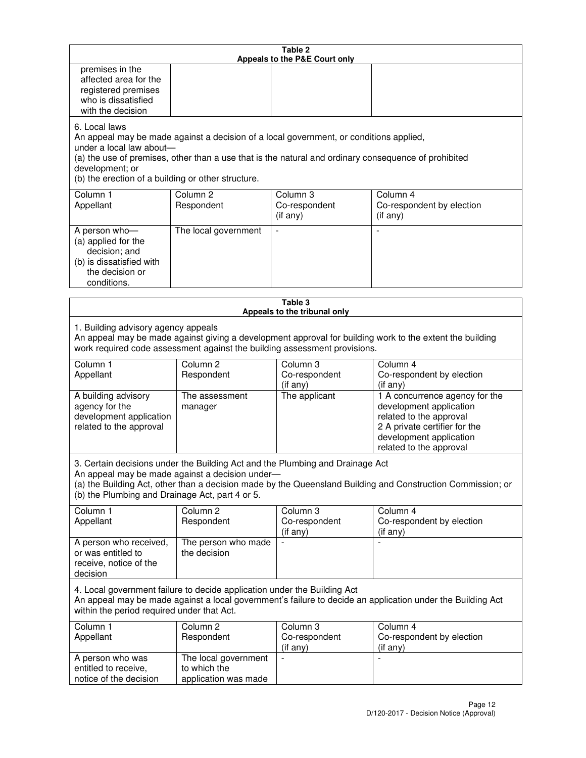**Table 2**
**Appeals to the P&E Court only**

| | | | |
|---|---|---|---|
| premises in the affected area for the registered premises who is dissatisfied with the decision | | | |

6. Local laws
An appeal may be made against a decision of a local government, or conditions applied, under a local law about—
(a) the use of premises, other than a use that is the natural and ordinary consequence of prohibited development; or
(b) the erection of a building or other structure.

| Column 1 Appellant | Column 2 Respondent | Column 3 Co-respondent (if any) | Column 4 Co-respondent by election (if any) |
|---|---|---|---|
| A person who— (a) applied for the decision; and (b) is dissatisfied with the decision or conditions. | The local government | - | - |

**Table 3**
**Appeals to the tribunal only**

1. Building advisory agency appeals
An appeal may be made against giving a development approval for building work to the extent the building work required code assessment against the building assessment provisions.

| Column 1 Appellant | Column 2 Respondent | Column 3 Co-respondent (if any) | Column 4 Co-respondent by election (if any) |
|---|---|---|---|
| A building advisory agency for the development application related to the approval | The assessment manager | The applicant | 1 A concurrence agency for the development application related to the approval 2 A private certifier for the development application related to the approval |

3. Certain decisions under the Building Act and the Plumbing and Drainage Act
An appeal may be made against a decision under—
(a) the Building Act, other than a decision made by the Queensland Building and Construction Commission; or
(b) the Plumbing and Drainage Act, part 4 or 5.

| Column 1 Appellant | Column 2 Respondent | Column 3 Co-respondent (if any) | Column 4 Co-respondent by election (if any) |
|---|---|---|---|
| A person who received, or was entitled to receive, notice of the decision | The person who made the decision | - | - |

4. Local government failure to decide application under the Building Act
An appeal may be made against a local government's failure to decide an application under the Building Act within the period required under that Act.

| Column 1 Appellant | Column 2 Respondent | Column 3 Co-respondent (if any) | Column 4 Co-respondent by election (if any) |
|---|---|---|---|
| A person who was entitled to receive, notice of the decision | The local government to which the application was made | - | - |

D/120-2017 - Decision Notice (Approval)